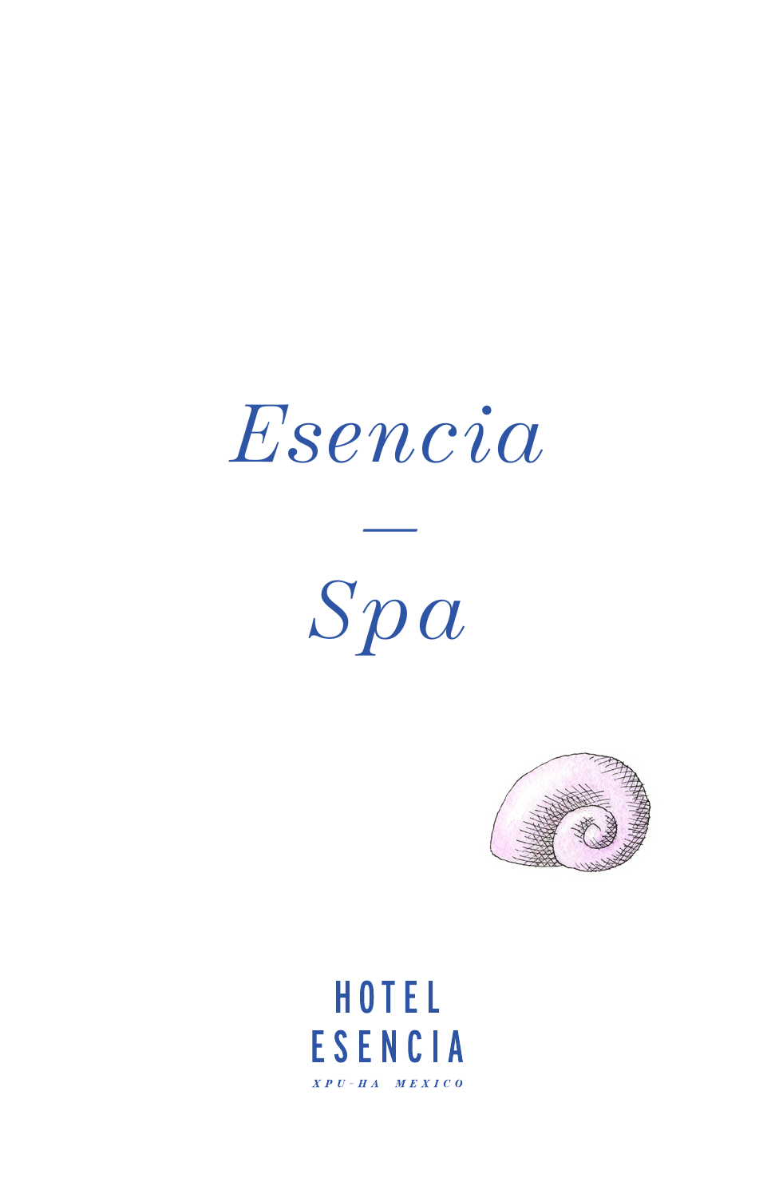# *Esencia*

—

# *Spa*

HOTEL
ESENCIA
*XPU-HA MEXICO*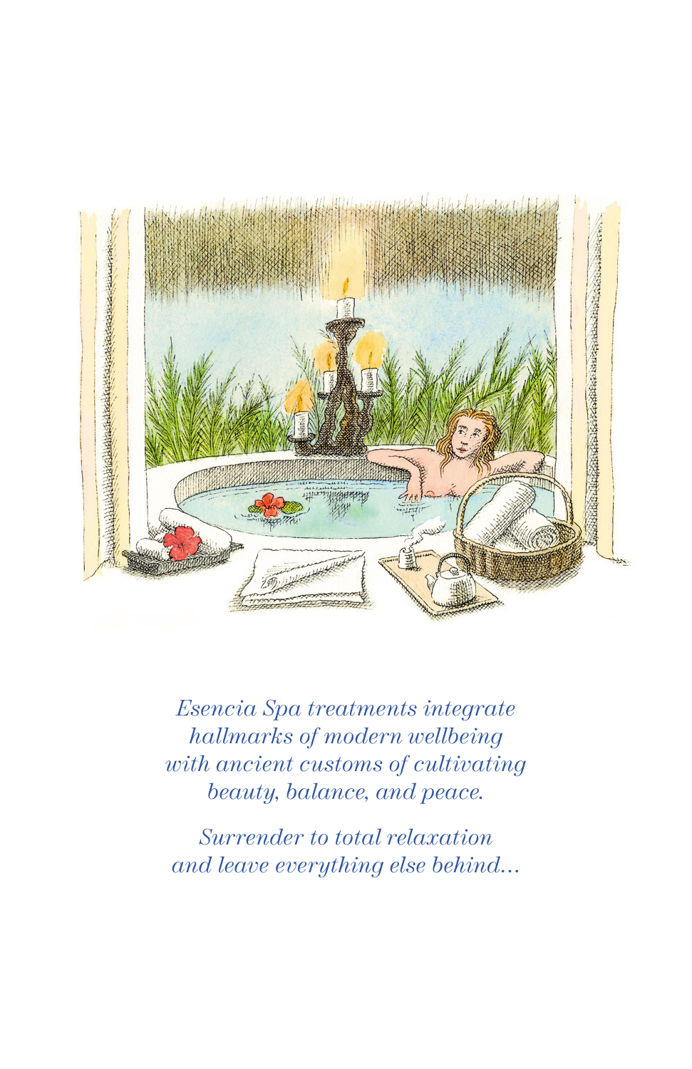*Esencia Spa treatments integrate hallmarks of modern wellbeing with ancient customs of cultivating beauty, balance, and peace.*

*Surrender to total relaxation and leave everything else behind...*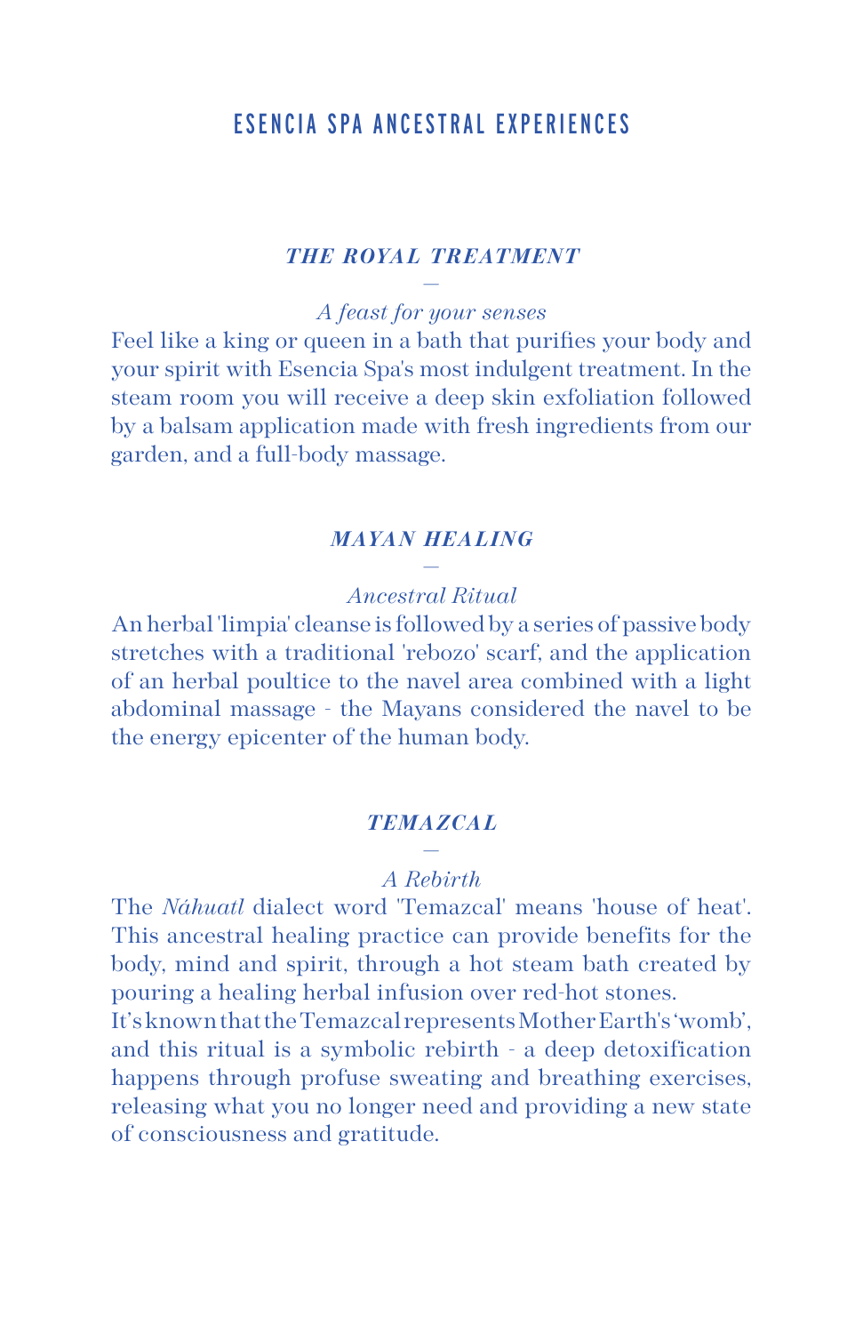# ESENCIA SPA ANCESTRAL EXPERIENCES

## *THE ROYAL TREATMENT*

—

*A feast for your senses*

Feel like a king or queen in a bath that purifies your body and your spirit with Esencia Spa's most indulgent treatment. In the steam room you will receive a deep skin exfoliation followed by a balsam application made with fresh ingredients from our garden, and a full-body massage.

## *MAYAN HEALING*

—

*Ancestral Ritual*

An herbal 'limpia' cleanse is followed by a series of passive body stretches with a traditional 'rebozo' scarf, and the application of an herbal poultice to the navel area combined with a light abdominal massage - the Mayans considered the navel to be the energy epicenter of the human body.

## *TEMAZCAL*

—

*A Rebirth*

The *Náhuatl* dialect word 'Temazcal' means 'house of heat'. This ancestral healing practice can provide benefits for the body, mind and spirit, through a hot steam bath created by pouring a healing herbal infusion over red-hot stones.
It's known that the Temazcal represents Mother Earth's 'womb', and this ritual is a symbolic rebirth - a deep detoxification happens through profuse sweating and breathing exercises, releasing what you no longer need and providing a new state of consciousness and gratitude.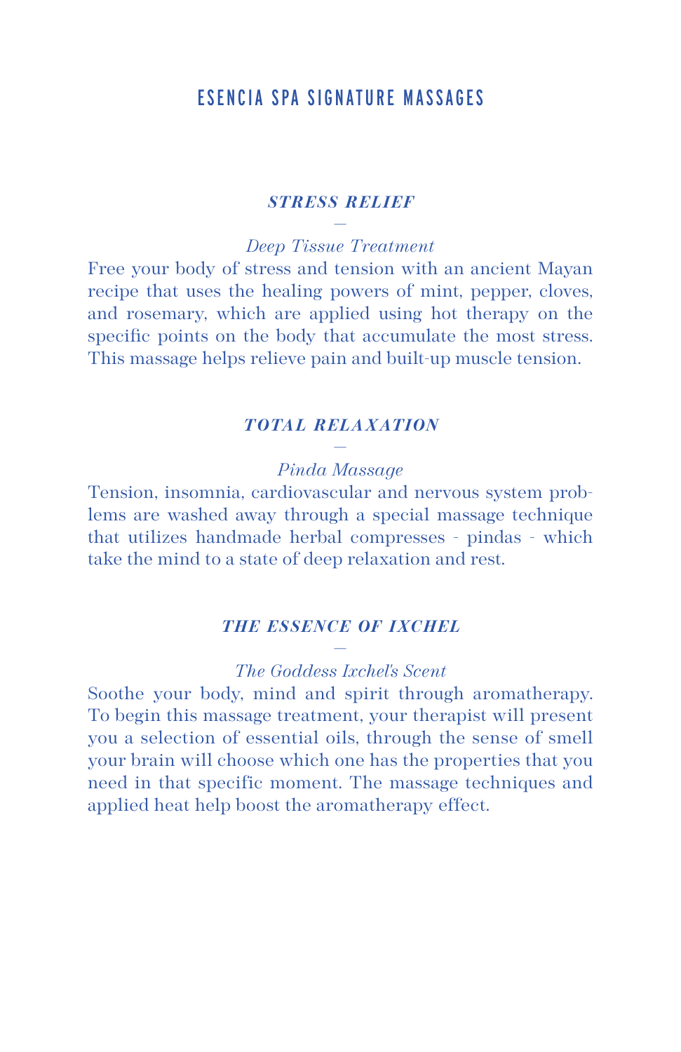# ESENCIA SPA SIGNATURE MASSAGES

### ***STRESS RELIEF***

—

*Deep Tissue Treatment*

Free your body of stress and tension with an ancient Mayan recipe that uses the healing powers of mint, pepper, cloves, and rosemary, which are applied using hot therapy on the specific points on the body that accumulate the most stress. This massage helps relieve pain and built-up muscle tension.

### ***TOTAL RELAXATION***

—

*Pinda Massage*

Tension, insomnia, cardiovascular and nervous system problems are washed away through a special massage technique that utilizes handmade herbal compresses - pindas - which take the mind to a state of deep relaxation and rest.

### ***THE ESSENCE OF IXCHEL***

—

*The Goddess Ixchel's Scent*

Soothe your body, mind and spirit through aromatherapy. To begin this massage treatment, your therapist will present you a selection of essential oils, through the sense of smell your brain will choose which one has the properties that you need in that specific moment. The massage techniques and applied heat help boost the aromatherapy effect.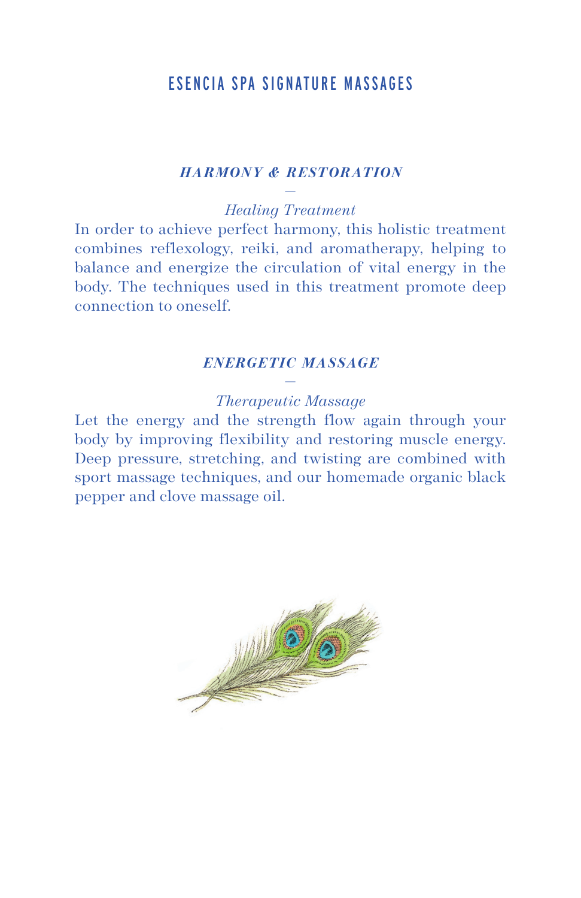# ESENCIA SPA SIGNATURE MASSAGES

## *HARMONY & RESTORATION*

—

*Healing Treatment*

In order to achieve perfect harmony, this holistic treatment combines reflexology, reiki, and aromatherapy, helping to balance and energize the circulation of vital energy in the body. The techniques used in this treatment promote deep connection to oneself.

## *ENERGETIC MASSAGE*

—

*Therapeutic Massage*

Let the energy and the strength flow again through your body by improving flexibility and restoring muscle energy. Deep pressure, stretching, and twisting are combined with sport massage techniques, and our homemade organic black pepper and clove massage oil.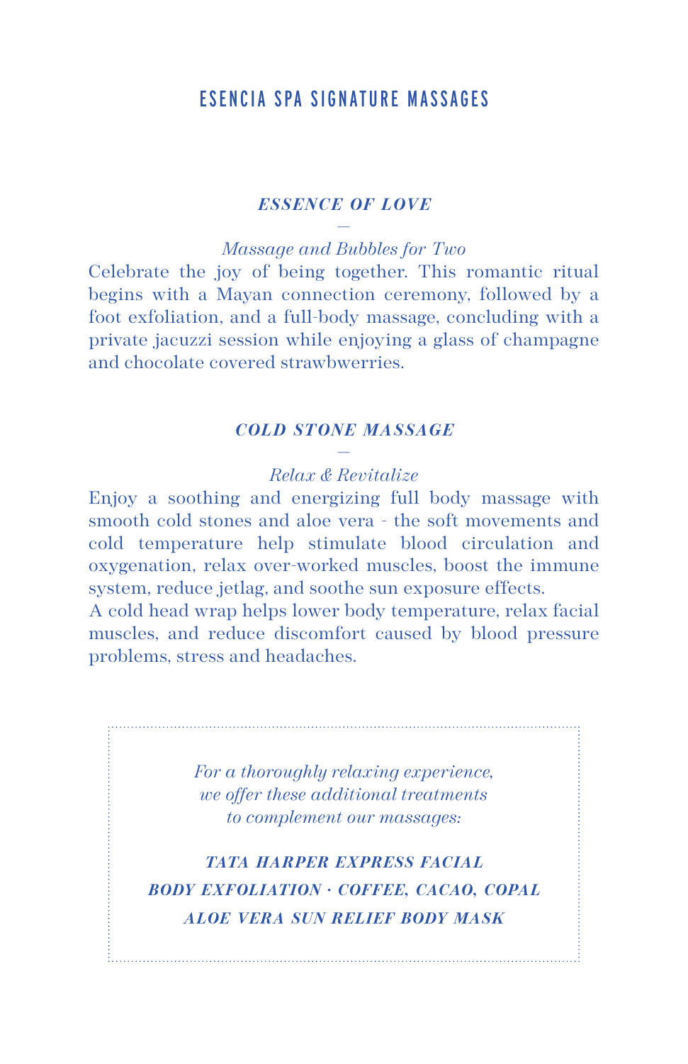# ESENCIA SPA SIGNATURE MASSAGES

### *ESSENCE OF LOVE*

—

*Massage and Bubbles for Two*

Celebrate the joy of being together. This romantic ritual begins with a Mayan connection ceremony, followed by a foot exfoliation, and a full-body massage, concluding with a private jacuzzi session while enjoying a glass of champagne and chocolate covered strawbwerries.

### *COLD STONE MASSAGE*

—

*Relax & Revitalize*

Enjoy a soothing and energizing full body massage with smooth cold stones and aloe vera - the soft movements and cold temperature help stimulate blood circulation and oxygenation, relax over-worked muscles, boost the immune system, reduce jetlag, and soothe sun exposure effects.
A cold head wrap helps lower body temperature, relax facial muscles, and reduce discomfort caused by blood pressure problems, stress and headaches.

*For a thoroughly relaxing experience,*
*we offer these additional treatments*
*to complement our massages:*

***TATA HARPER EXPRESS FACIAL***

***BODY EXFOLIATION · COFFEE, CACAO, COPAL***

***ALOE VERA SUN RELIEF BODY MASK***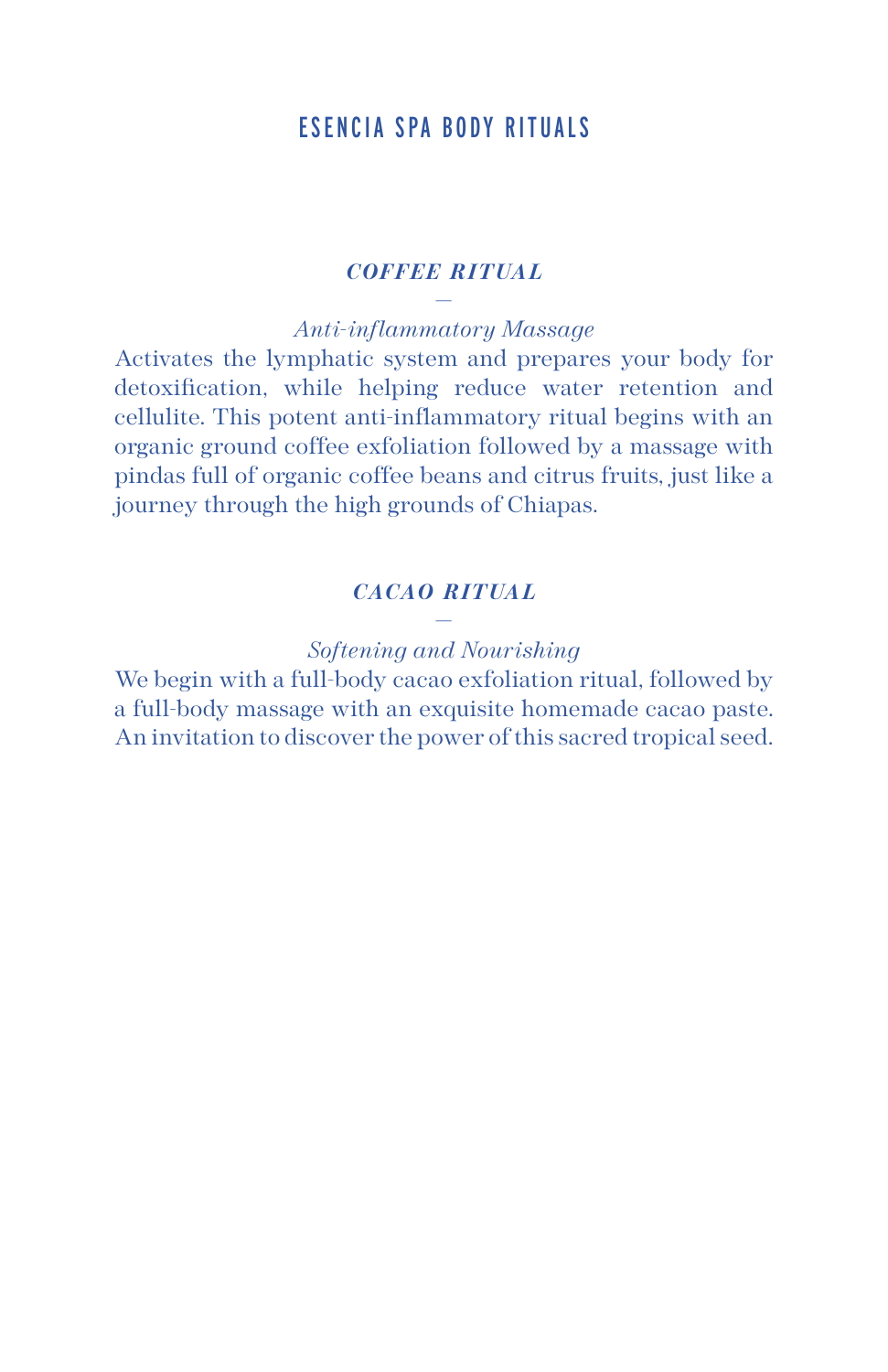# ESENCIA SPA BODY RITUALS

## *COFFEE RITUAL*

—

*Anti-inflammatory Massage*

Activates the lymphatic system and prepares your body for detoxification, while helping reduce water retention and cellulite. This potent anti-inflammatory ritual begins with an organic ground coffee exfoliation followed by a massage with pindas full of organic coffee beans and citrus fruits, just like a journey through the high grounds of Chiapas.

## *CACAO RITUAL*

—

*Softening and Nourishing*

We begin with a full-body cacao exfoliation ritual, followed by a full-body massage with an exquisite homemade cacao paste. An invitation to discover the power of this sacred tropical seed.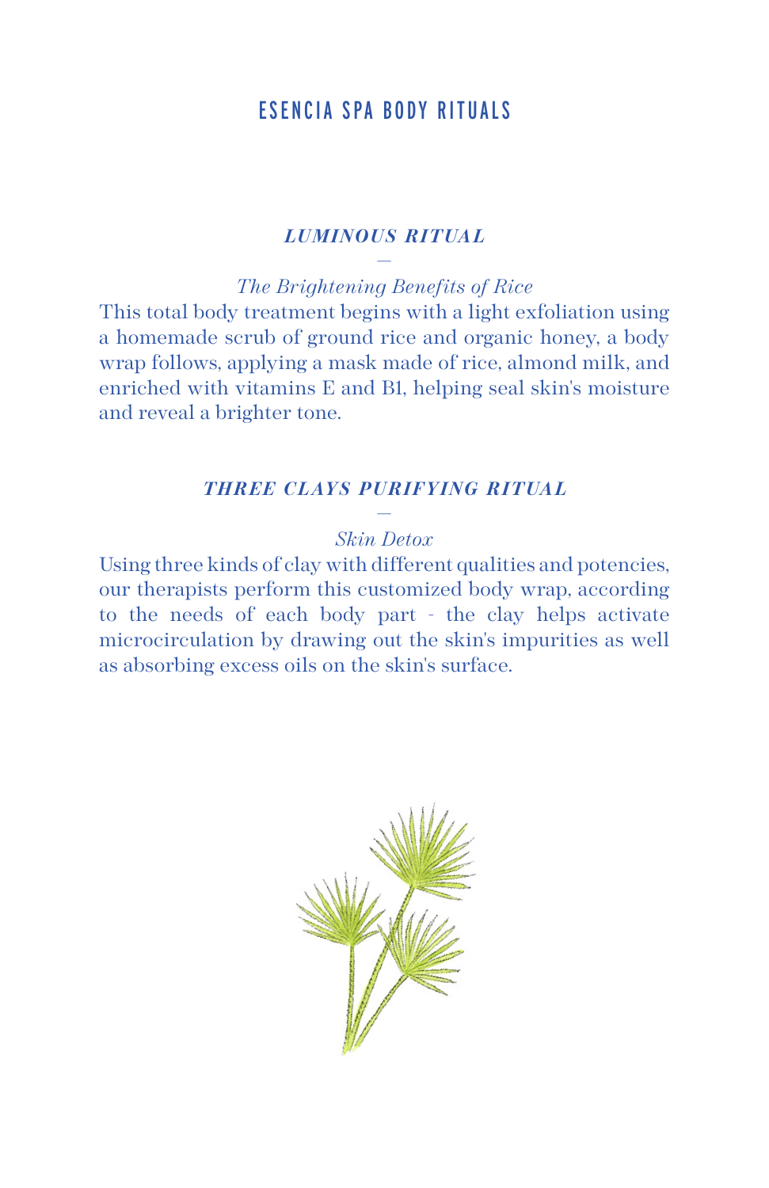# ESENCIA SPA BODY RITUALS

## *LUMINOUS RITUAL*

—

*The Brightening Benefits of Rice*

This total body treatment begins with a light exfoliation using a homemade scrub of ground rice and organic honey, a body wrap follows, applying a mask made of rice, almond milk, and enriched with vitamins E and B1, helping seal skin's moisture and reveal a brighter tone.

## *THREE CLAYS PURIFYING RITUAL*

—

*Skin Detox*

Using three kinds of clay with different qualities and potencies, our therapists perform this customized body wrap, according to the needs of each body part - the clay helps activate microcirculation by drawing out the skin's impurities as well as absorbing excess oils on the skin's surface.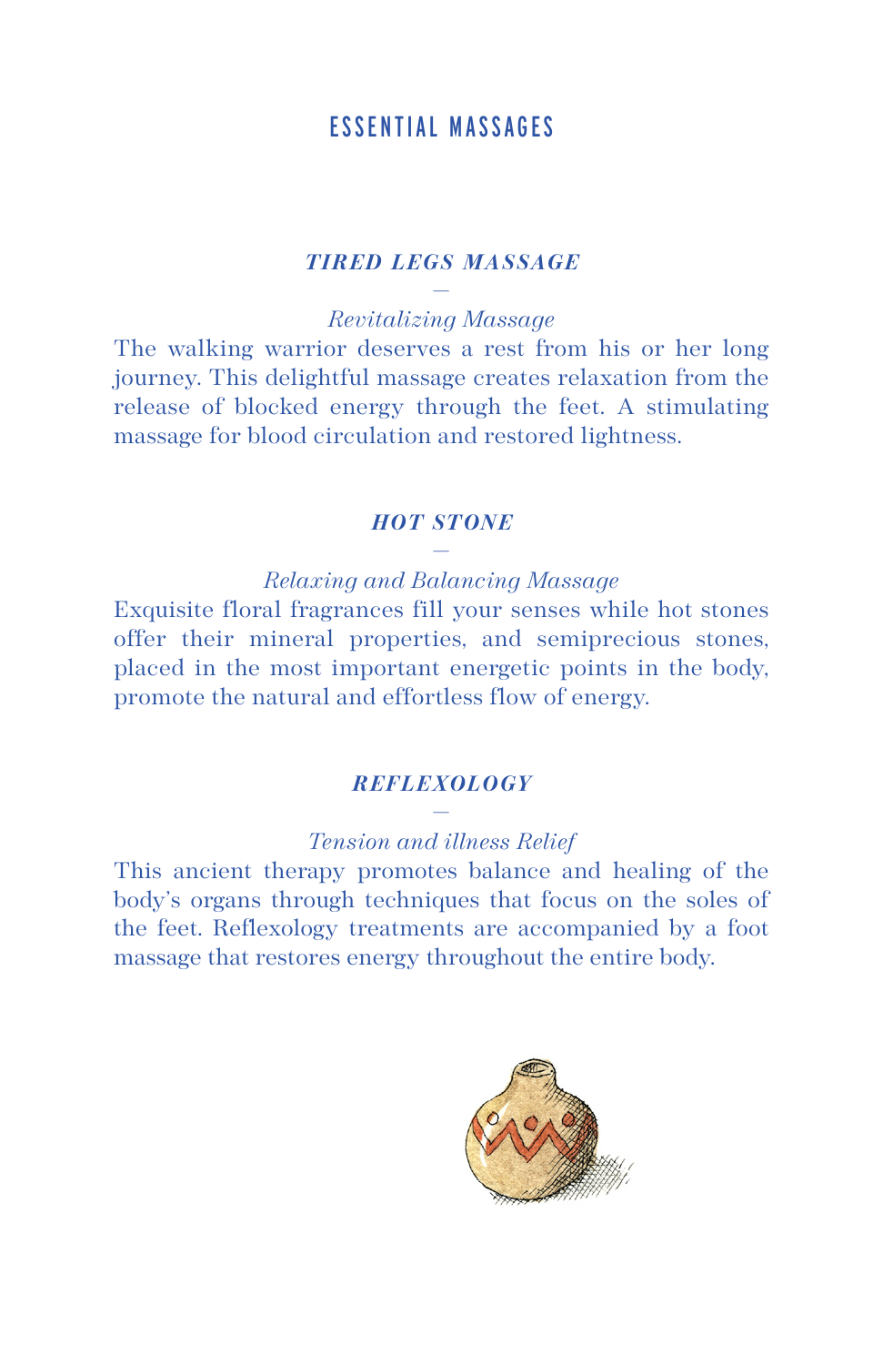# ESSENTIAL MASSAGES

### *TIRED LEGS MASSAGE*

—

*Revitalizing Massage*

The walking warrior deserves a rest from his or her long journey. This delightful massage creates relaxation from the release of blocked energy through the feet. A stimulating massage for blood circulation and restored lightness.

### *HOT STONE*

—

*Relaxing and Balancing Massage*

Exquisite floral fragrances fill your senses while hot stones offer their mineral properties, and semiprecious stones, placed in the most important energetic points in the body, promote the natural and effortless flow of energy.

### *REFLEXOLOGY*

—

*Tension and illness Relief*

This ancient therapy promotes balance and healing of the body's organs through techniques that focus on the soles of the feet. Reflexology treatments are accompanied by a foot massage that restores energy throughout the entire body.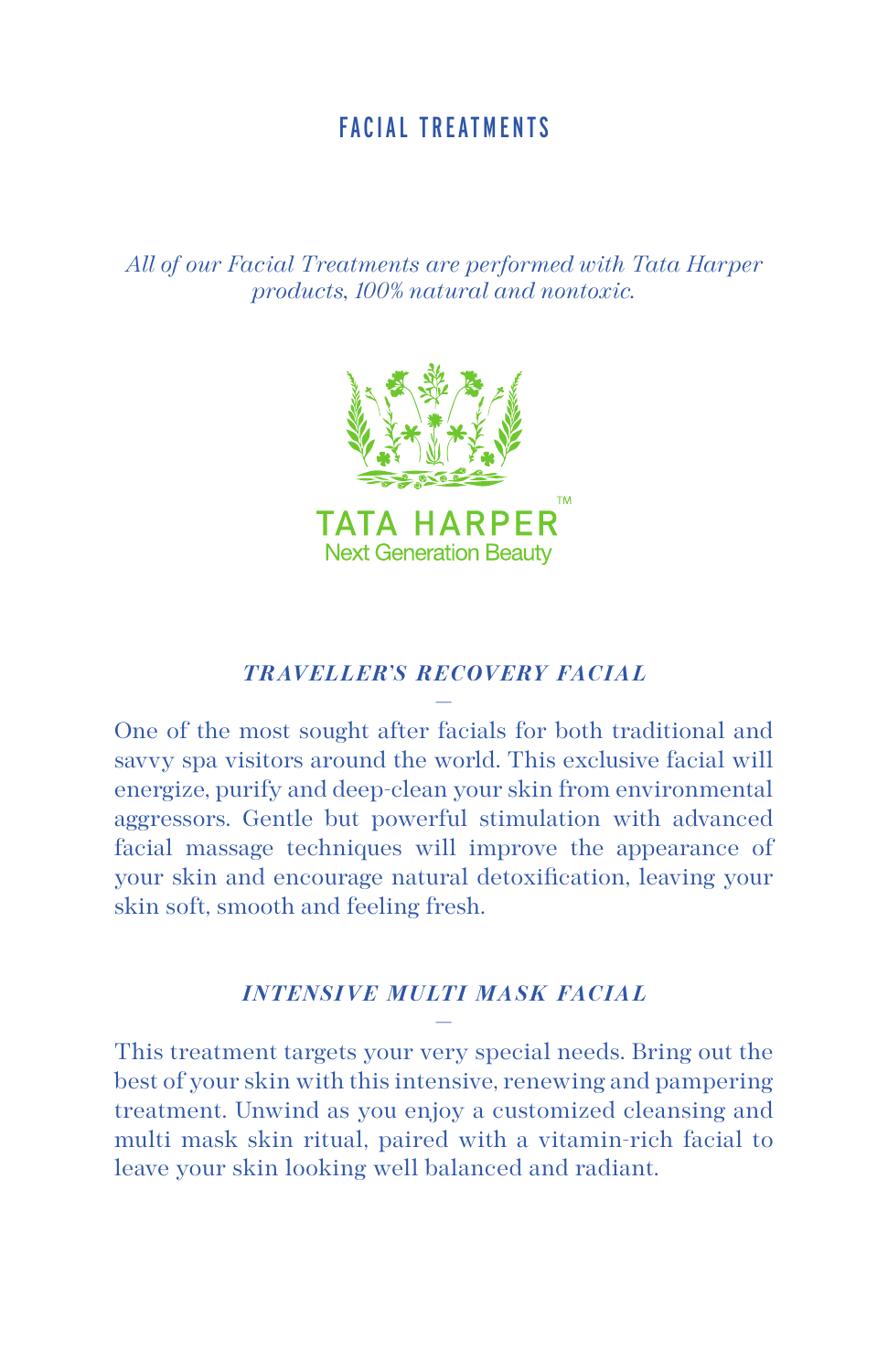# FACIAL TREATMENTS

*All of our Facial Treatments are performed with Tata Harper products, 100% natural and nontoxic.*

TATA HARPER™
Next Generation Beauty

## *TRAVELLER'S RECOVERY FACIAL*

One of the most sought after facials for both traditional and savvy spa visitors around the world. This exclusive facial will energize, purify and deep-clean your skin from environmental aggressors. Gentle but powerful stimulation with advanced facial massage techniques will improve the appearance of your skin and encourage natural detoxification, leaving your skin soft, smooth and feeling fresh.

## *INTENSIVE MULTI MASK FACIAL*

This treatment targets your very special needs. Bring out the best of your skin with this intensive, renewing and pampering treatment. Unwind as you enjoy a customized cleansing and multi mask skin ritual, paired with a vitamin-rich facial to leave your skin looking well balanced and radiant.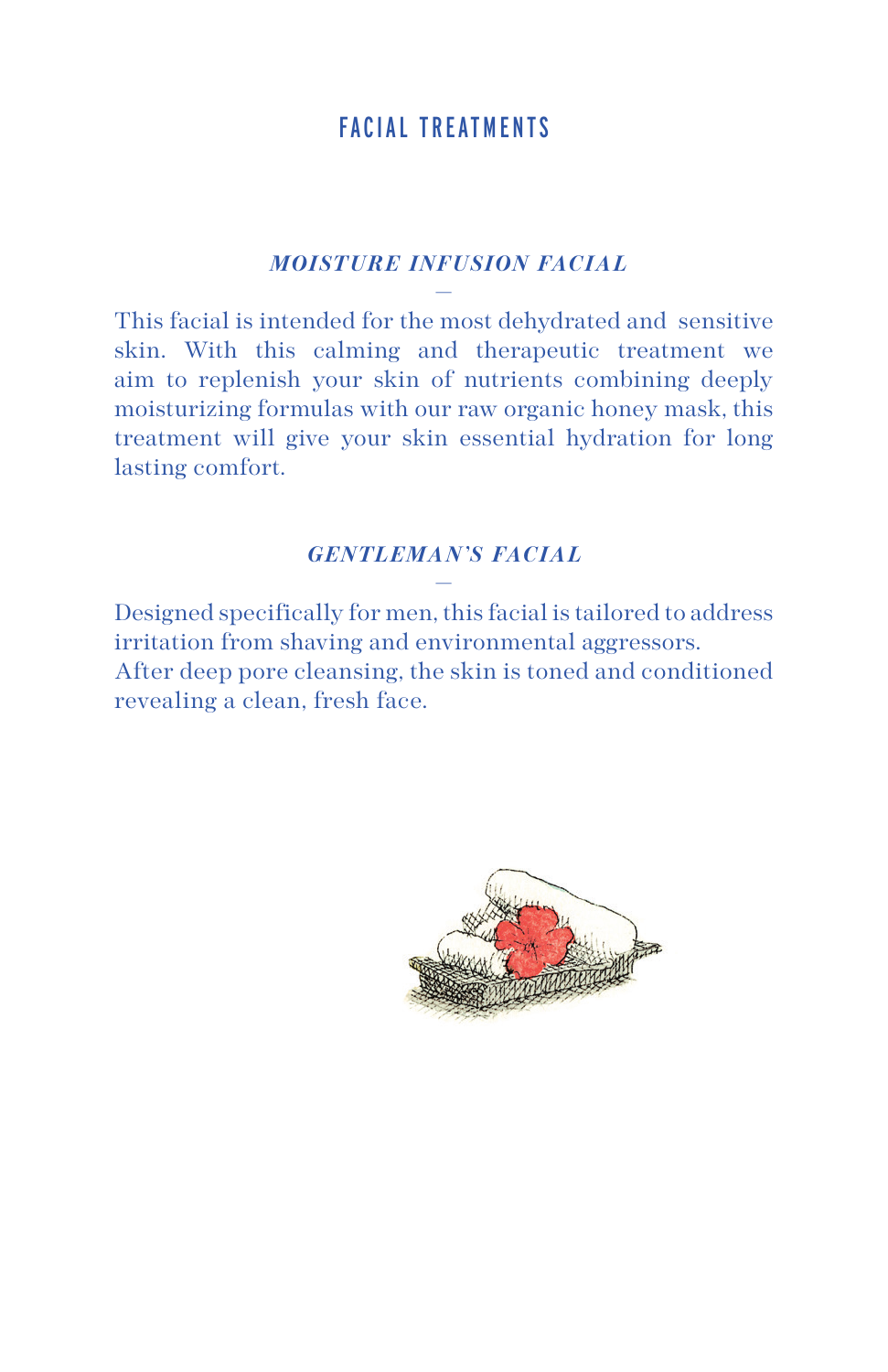# FACIAL TREATMENTS

## *MOISTURE INFUSION FACIAL*

—

This facial is intended for the most dehydrated and sensitive skin. With this calming and therapeutic treatment we aim to replenish your skin of nutrients combining deeply moisturizing formulas with our raw organic honey mask, this treatment will give your skin essential hydration for long lasting comfort.

## *GENTLEMAN'S FACIAL*

—

Designed specifically for men, this facial is tailored to address irritation from shaving and environmental aggressors.
After deep pore cleansing, the skin is toned and conditioned revealing a clean, fresh face.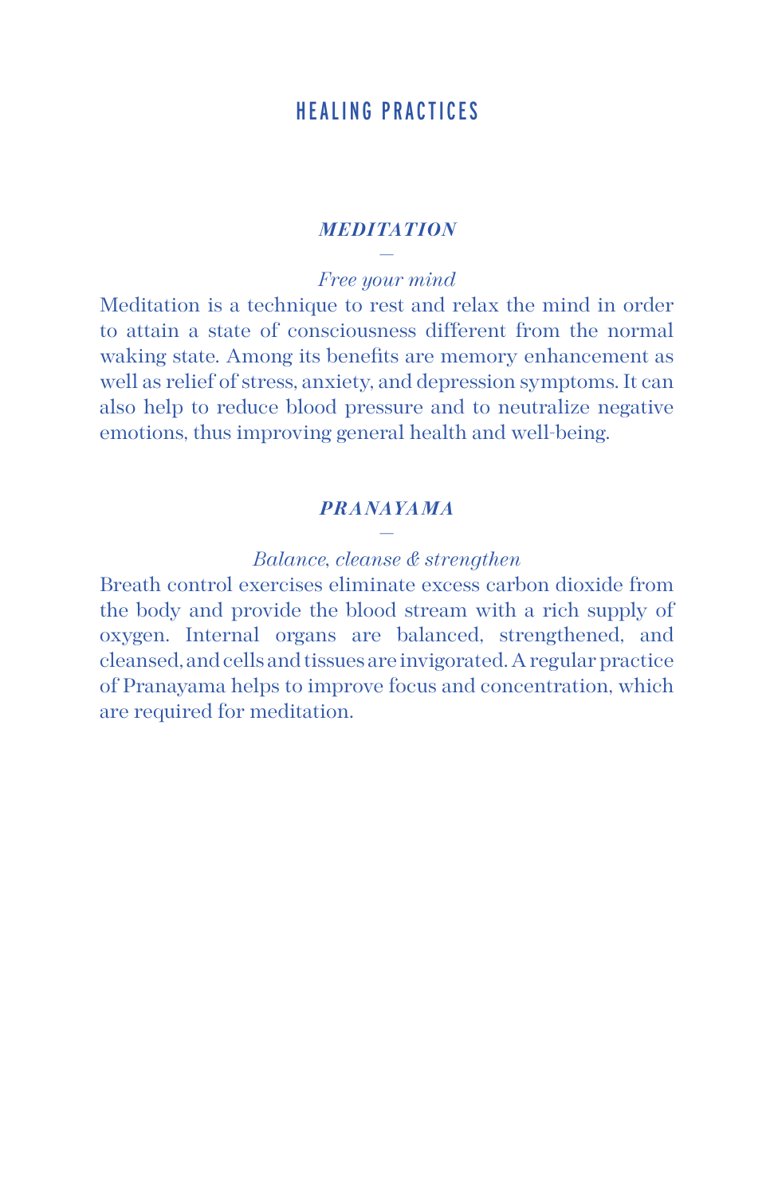# HEALING PRACTICES

## *MEDITATION*

—

*Free your mind*

Meditation is a technique to rest and relax the mind in order to attain a state of consciousness different from the normal waking state. Among its benefits are memory enhancement as well as relief of stress, anxiety, and depression symptoms. It can also help to reduce blood pressure and to neutralize negative emotions, thus improving general health and well-being.

## *PRANAYAMA*

—

*Balance, cleanse & strengthen*

Breath control exercises eliminate excess carbon dioxide from the body and provide the blood stream with a rich supply of oxygen. Internal organs are balanced, strengthened, and cleansed, and cells and tissues are invigorated. A regular practice of Pranayama helps to improve focus and concentration, which are required for meditation.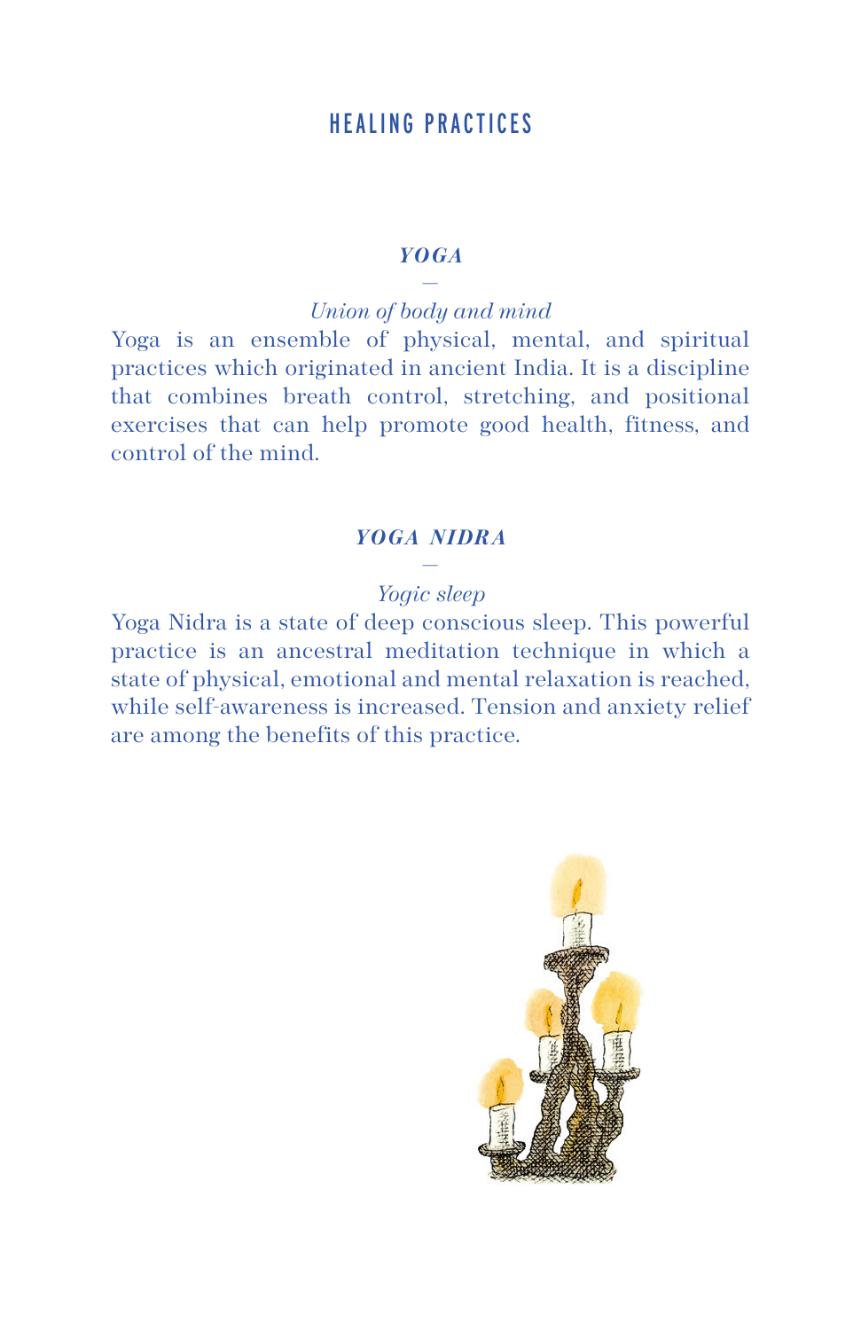# HEALING PRACTICES

### *YOGA*

—

*Union of body and mind*

Yoga is an ensemble of physical, mental, and spiritual practices which originated in ancient India. It is a discipline that combines breath control, stretching, and positional exercises that can help promote good health, fitness, and control of the mind.

### *YOGA NIDRA*

—

*Yogic sleep*

Yoga Nidra is a state of deep conscious sleep. This powerful practice is an ancestral meditation technique in which a state of physical, emotional and mental relaxation is reached, while self-awareness is increased. Tension and anxiety relief are among the benefits of this practice.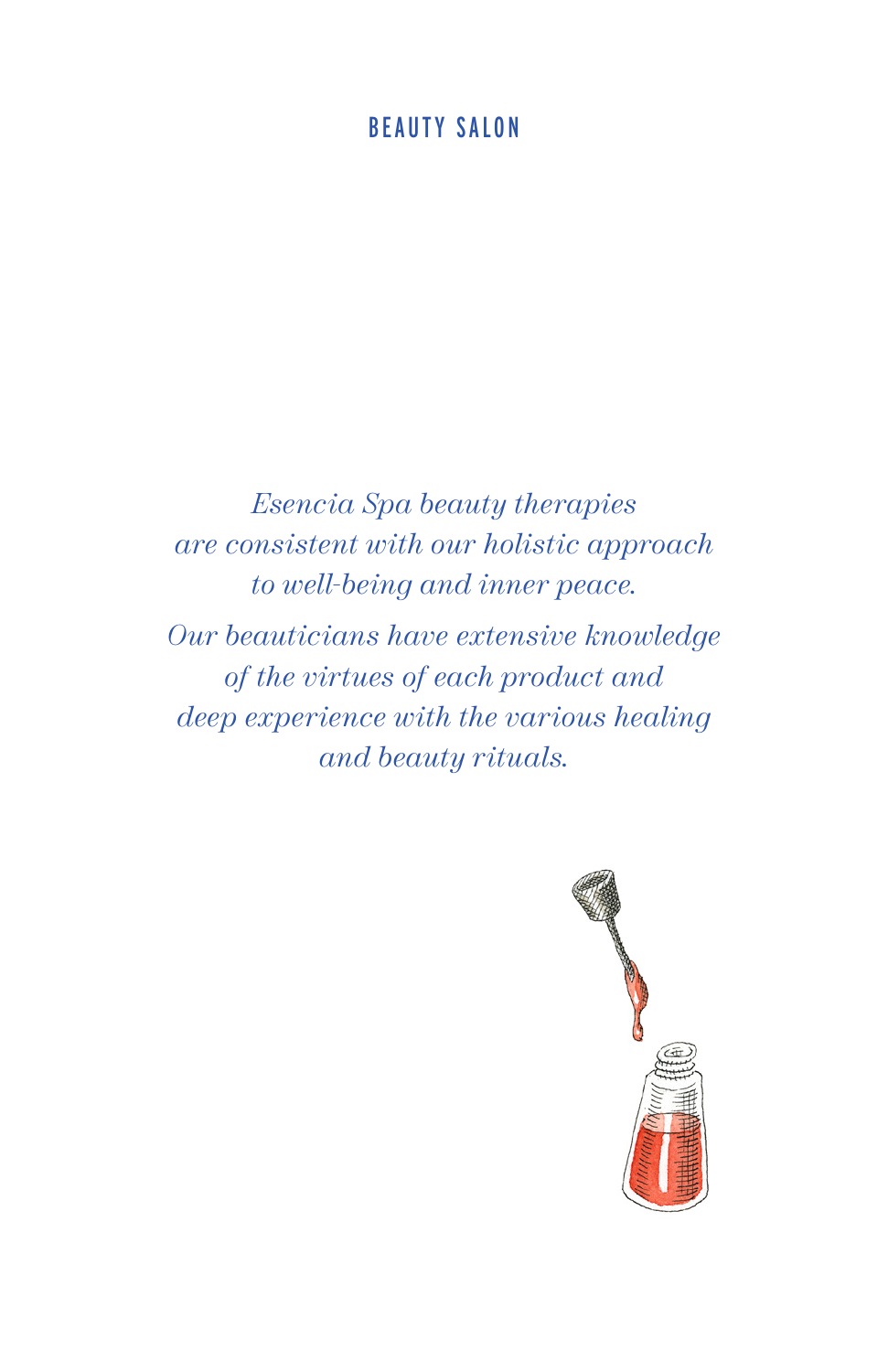# BEAUTY SALON

*Esencia Spa beauty therapies are consistent with our holistic approach to well-being and inner peace.*

*Our beauticians have extensive knowledge of the virtues of each product and deep experience with the various healing and beauty rituals.*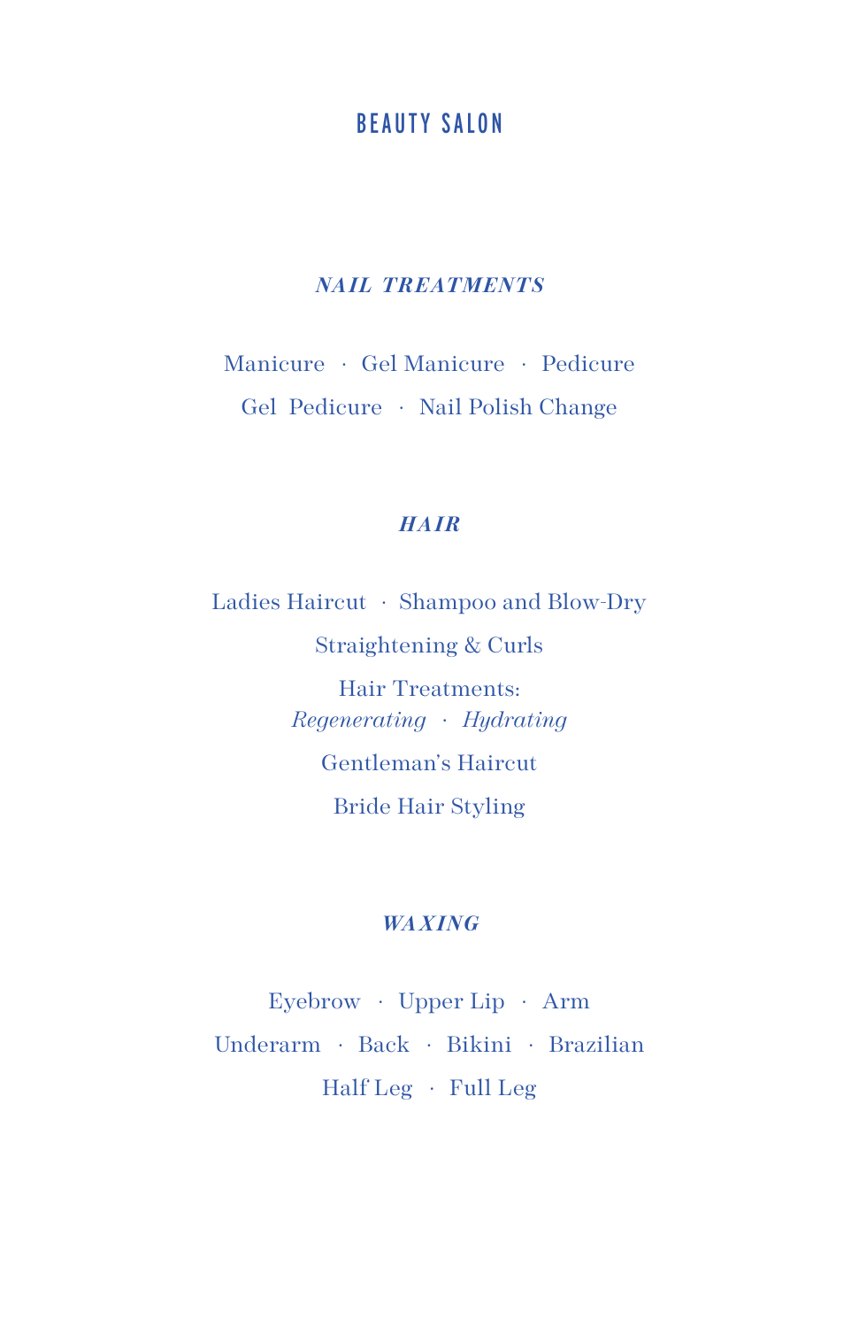# BEAUTY SALON

## *NAIL TREATMENTS*

Manicure · Gel Manicure · Pedicure

Gel Pedicure · Nail Polish Change

## *HAIR*

Ladies Haircut · Shampoo and Blow-Dry

Straightening & Curls

Hair Treatments:
*Regenerating* · *Hydrating*

Gentleman's Haircut

Bride Hair Styling

## *WAXING*

Eyebrow · Upper Lip · Arm

Underarm · Back · Bikini · Brazilian

Half Leg · Full Leg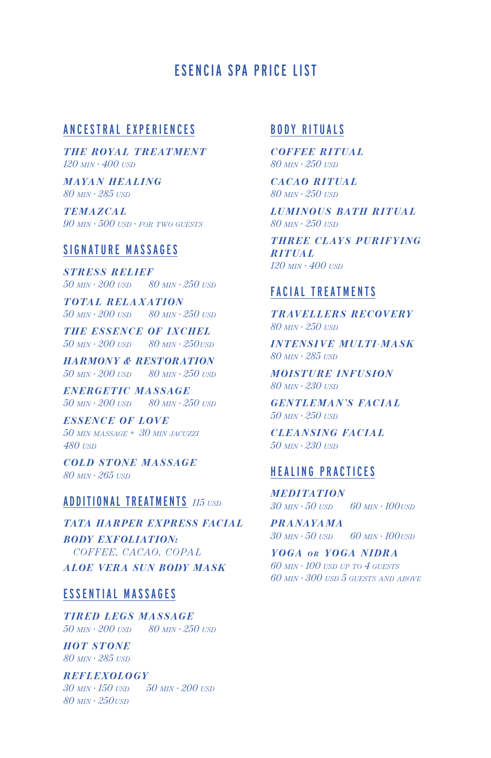# ESENCIA SPA PRICE LIST

## ANCESTRAL EXPERIENCES

***THE ROYAL TREATMENT***
*120 MIN · 400 USD*

***MAYAN HEALING***
*80 MIN · 285 USD*

***TEMAZCAL***
*90 MIN · 500 USD · FOR TWO GUESTS*

## SIGNATURE MASSAGES

***STRESS RELIEF***
*50 MIN · 200 USD     80 MIN · 250 USD*

***TOTAL RELAXATION***
*50 MIN · 200 USD     80 MIN · 250 USD*

***THE ESSENCE OF IXCHEL***
*50 MIN · 200 USD     80 MIN · 250USD*

***HARMONY & RESTORATION***
*50 MIN · 200 USD     80 MIN · 250 USD*

***ENERGETIC MASSAGE***
*50 MIN · 200 USD     80 MIN · 250 USD*

***ESSENCE OF LOVE***
*50 MIN MASSAGE + 30 MIN JACUZZI*
*480 USD*

***COLD STONE MASSAGE***
*80 MIN · 265 USD*

## ADDITIONAL TREATMENTS *115 USD*

***TATA HARPER EXPRESS FACIAL***

***BODY EXFOLIATION:***
*COFFEE, CACAO, COPAL*

***ALOE VERA SUN BODY MASK***

## ESSENTIAL MASSAGES

***TIRED LEGS MASSAGE***
*50 MIN · 200 USD     80 MIN · 250 USD*

***HOT STONE***
*80 MIN · 285 USD*

***REFLEXOLOGY***
*30 MIN · 150 USD     50 MIN · 200 USD*
*80 MIN · 250USD*

## BODY RITUALS

***COFFEE RITUAL***
*80 MIN · 250 USD*

***CACAO RITUAL***
*80 MIN · 250 USD*

***LUMINOUS BATH RITUAL***
*80 MIN · 250 USD*

***THREE CLAYS PURIFYING RITUAL***
*120 MIN · 400 USD*

## FACIAL TREATMENTS

***TRAVELLERS RECOVERY***
*80 MIN · 250 USD*

***INTENSIVE MULTI-MASK***
*80 MIN · 285 USD*

***MOISTURE INFUSION***
*80 MIN · 230 USD*

***GENTLEMAN'S FACIAL***
*50 MIN · 250 USD*

***CLEANSING FACIAL***
*50 MIN · 230 USD*

## HEALING PRACTICES

***MEDITATION***
*30 MIN · 50 USD     60 MIN · 100USD*

***PRANAYAMA***
*30 MIN · 50 USD     60 MIN · 100USD*

***YOGA OR YOGA NIDRA***
*60 MIN · 100 USD UP TO 4 GUESTS*
*60 MIN · 300 USD 5 GUESTS AND ABOVE*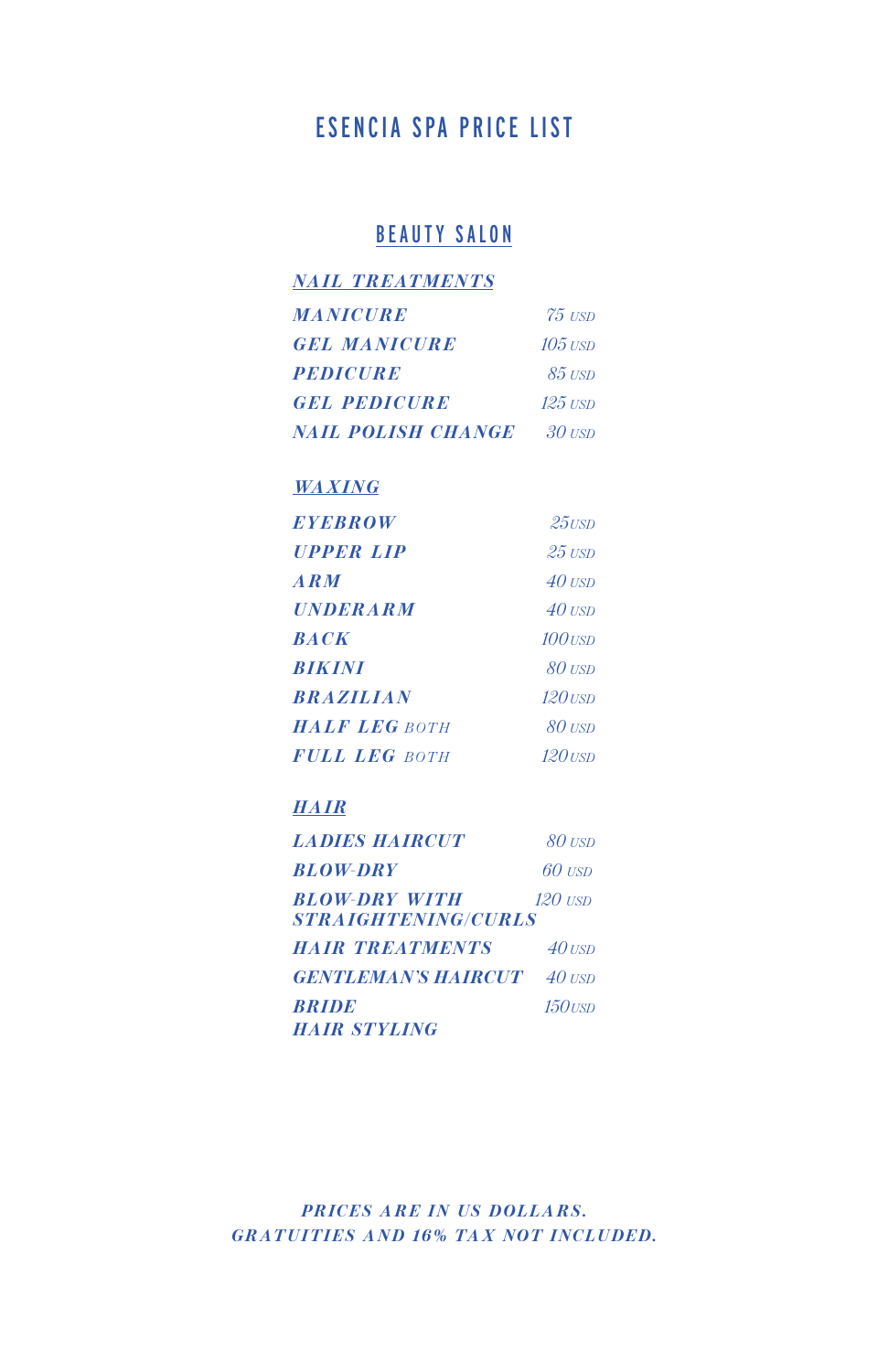# ESENCIA SPA PRICE LIST

## BEAUTY SALON

### NAIL TREATMENTS

| | |
|---|---|
| MANICURE | 75 USD |
| GEL MANICURE | 105 USD |
| PEDICURE | 85 USD |
| GEL PEDICURE | 125 USD |
| NAIL POLISH CHANGE | 30 USD |

### WAXING

| | |
|---|---|
| EYEBROW | 25USD |
| UPPER LIP | 25 USD |
| ARM | 40 USD |
| UNDERARM | 40 USD |
| BACK | 100USD |
| BIKINI | 80 USD |
| BRAZILIAN | 120USD |
| HALF LEG BOTH | 80 USD |
| FULL LEG BOTH | 120USD |

### HAIR

| | |
|---|---|
| LADIES HAIRCUT | 80 USD |
| BLOW-DRY | 60 USD |
| BLOW-DRY WITH STRAIGHTENING/CURLS | 120 USD |
| HAIR TREATMENTS | 40 USD |
| GENTLEMAN'S HAIRCUT | 40 USD |
| BRIDE HAIR STYLING | 150USD |

*PRICES ARE IN US DOLLARS.*
*GRATUITIES AND 16% TAX NOT INCLUDED.*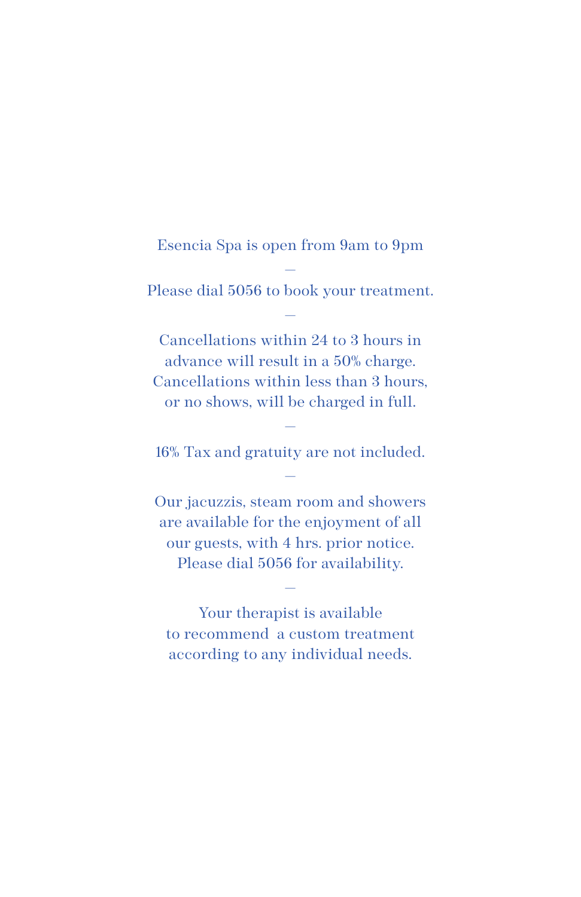Esencia Spa is open from 9am to 9pm

—

Please dial 5056 to book your treatment.

—

Cancellations within 24 to 3 hours in advance will result in a 50% charge. Cancellations within less than 3 hours, or no shows, will be charged in full.

—

16% Tax and gratuity are not included.

—

Our jacuzzis, steam room and showers are available for the enjoyment of all our guests, with 4 hrs. prior notice. Please dial 5056 for availability.

—

Your therapist is available to recommend a custom treatment according to any individual needs.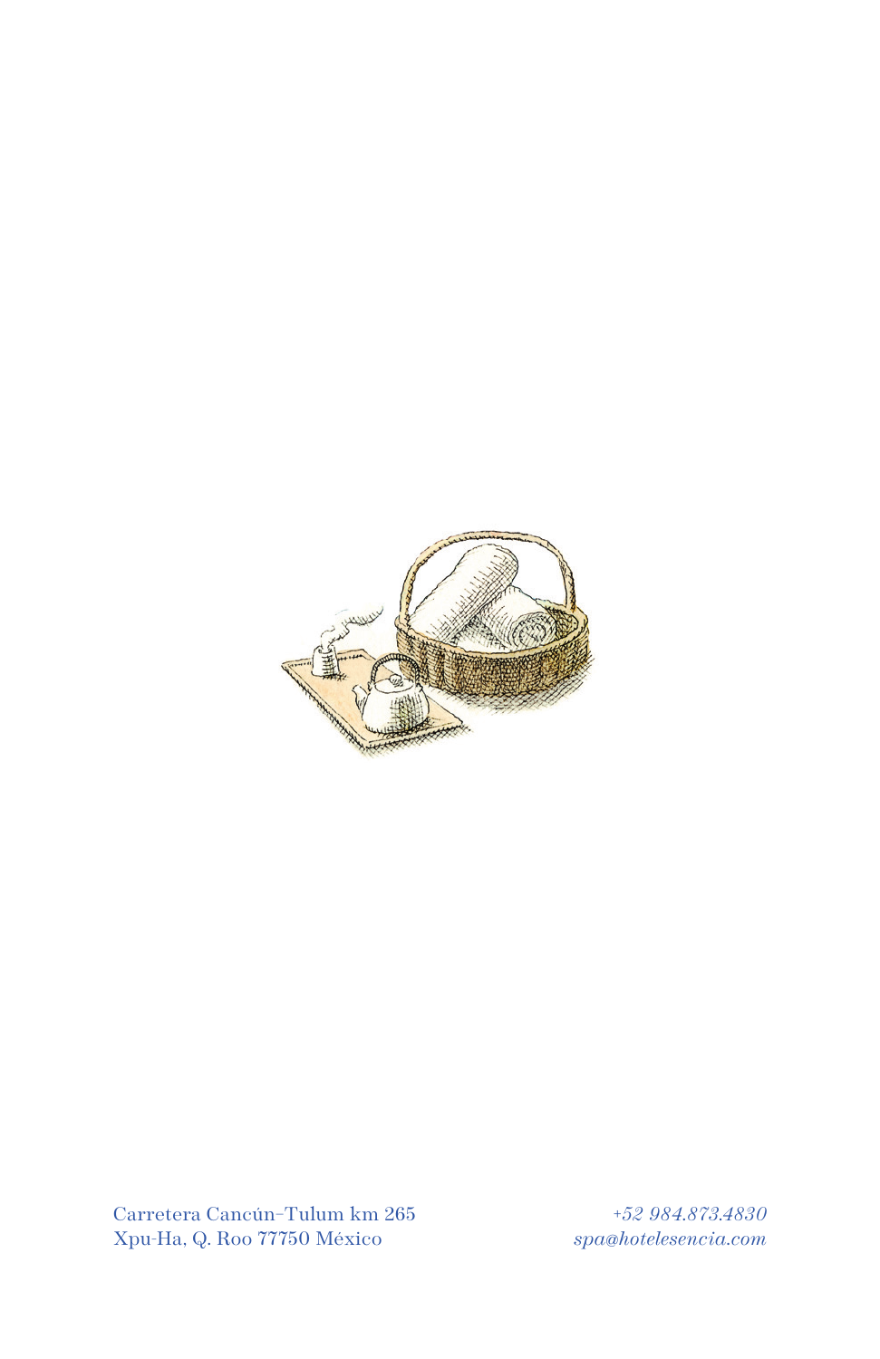Carretera Cancún–Tulum km 265
Xpu-Ha, Q. Roo 77750 México

*+52 984.873.4830*
*spa@hotelesencia.com*